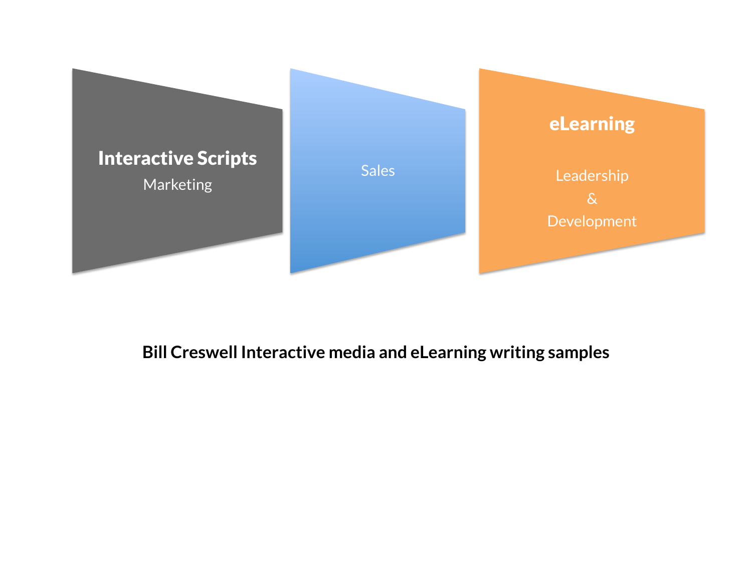**Interactive Scripts**

Marketing

Sales

**eLearning**

Leadership

&

Development

**Bill Creswell Interactive media and eLearning writing samples**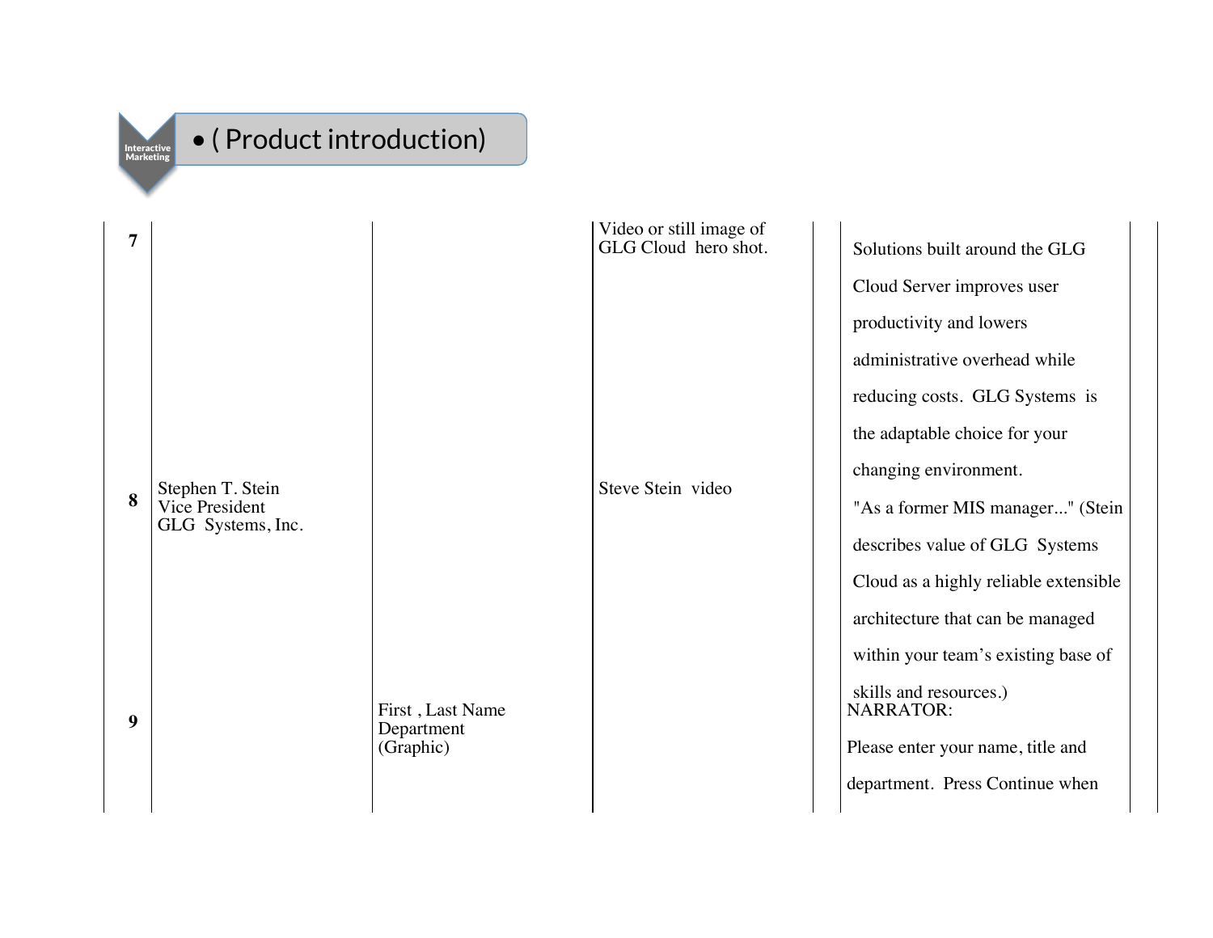**Interactive Marketing**

- ( Product introduction)

| | | | | | |
|---|---|---|---|---|---|
| **7** | | | Video or still image of GLG Cloud hero shot. | | Solutions built around the GLG Cloud Server improves user productivity and lowers administrative overhead while reducing costs. GLG Systems is the adaptable choice for your changing environment. |
| **8** | Stephen T. Stein<br>Vice President<br>GLG Systems, Inc. | | Steve Stein video | | "As a former MIS manager..." (Stein describes value of GLG Systems Cloud as a highly reliable extensible architecture that can be managed within your team's existing base of skills and resources.) |
| **9** | | First , Last Name<br>Department<br>(Graphic) | | | NARRATOR:<br>Please enter your name, title and department. Press Continue when |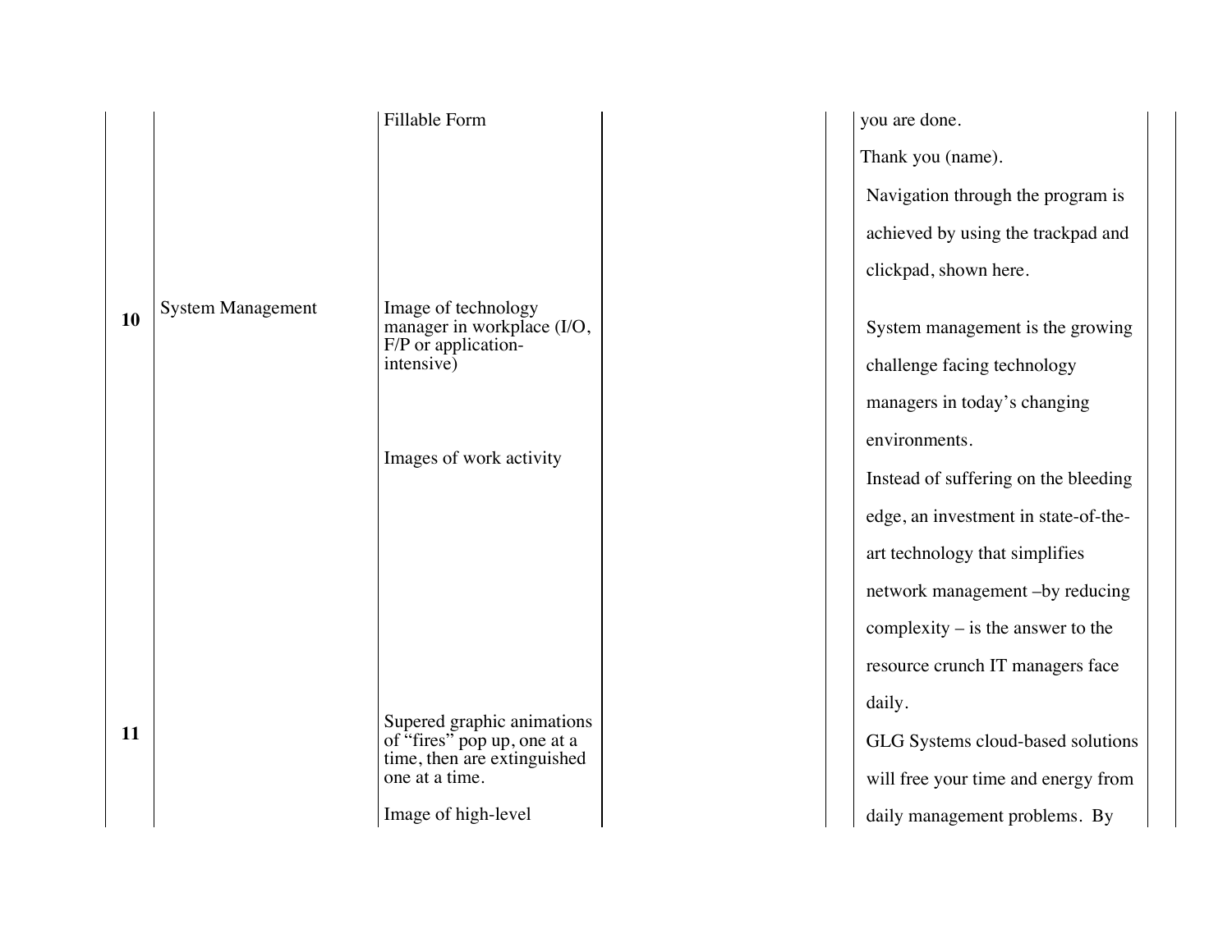|  |  |  |  |  |
|---|---|---|---|---|
|  |  | Fillable Form |  | you are done.<br><br>Thank you (name).<br><br>Navigation through the program is achieved by using the trackpad and clickpad, shown here. |
| **10** | System Management | Image of technology manager in workplace (I/O, F/P or application-intensive)<br><br>Images of work activity |  | System management is the growing challenge facing technology managers in today's changing environments.<br><br>Instead of suffering on the bleeding edge, an investment in state-of-the-art technology that simplifies network management –by reducing complexity – is the answer to the resource crunch IT managers face daily. |
| **11** |  | Supered graphic animations of "fires" pop up, one at a time, then are extinguished one at a time.<br><br>Image of high-level |  | GLG Systems cloud-based solutions will free your time and energy from daily management problems. By |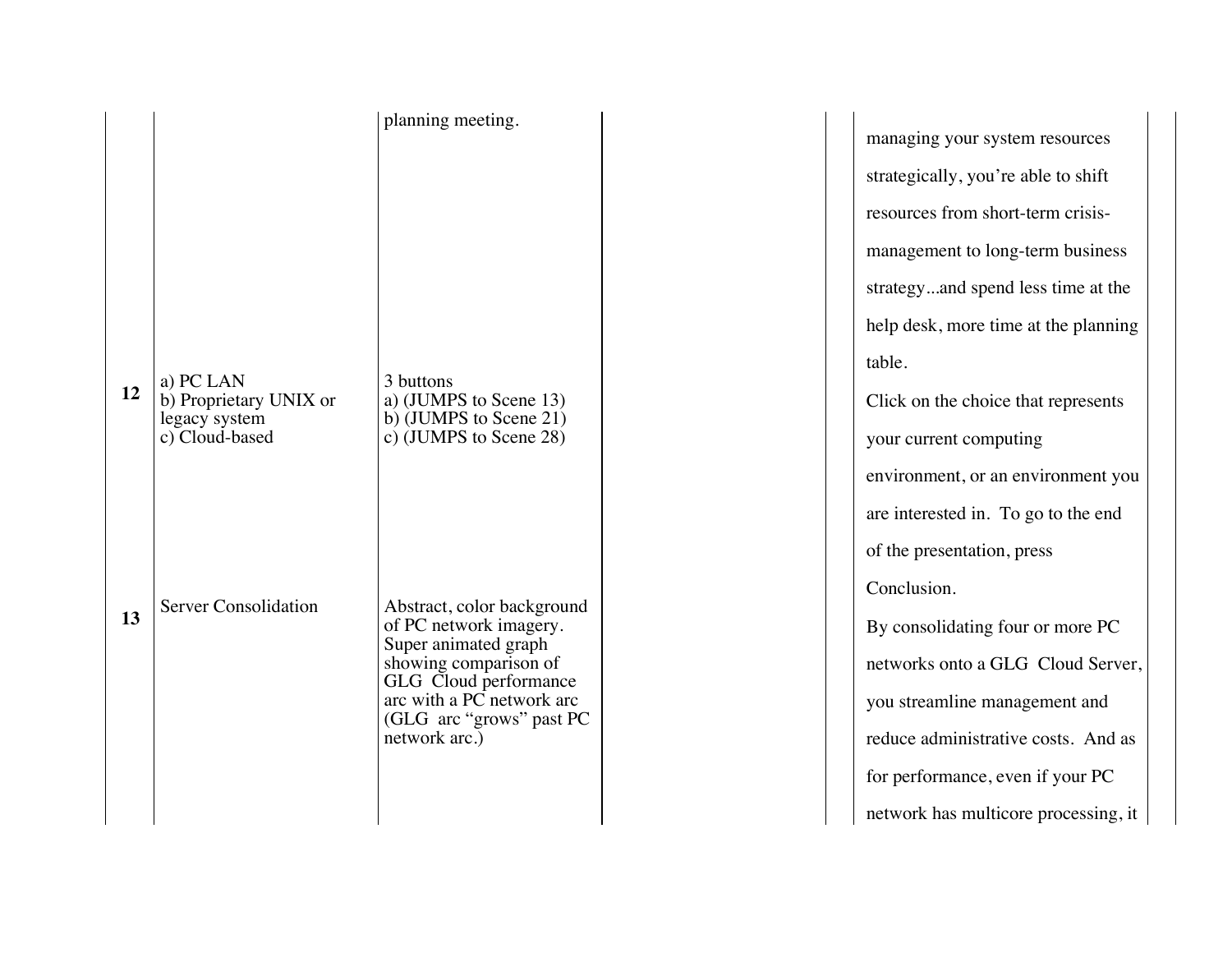| | | | | |
|---|---|---|---|---|
| | | planning meeting. | | managing your system resources strategically, you're able to shift resources from short-term crisis-management to long-term business strategy...and spend less time at the help desk, more time at the planning table. |
| **12** | a) PC LAN<br>b) Proprietary UNIX or legacy system<br>c) Cloud-based | 3 buttons<br>a) (JUMPS to Scene 13)<br>b) (JUMPS to Scene 21)<br>c) (JUMPS to Scene 28) | | Click on the choice that represents your current computing environment, or an environment you are interested in. To go to the end of the presentation, press Conclusion. |
| **13** | Server Consolidation | Abstract, color background of PC network imagery. Super animated graph showing comparison of GLG Cloud performance arc with a PC network arc (GLG arc "grows" past PC network arc.) | | By consolidating four or more PC networks onto a GLG Cloud Server, you streamline management and reduce administrative costs. And as for performance, even if your PC network has multicore processing, it |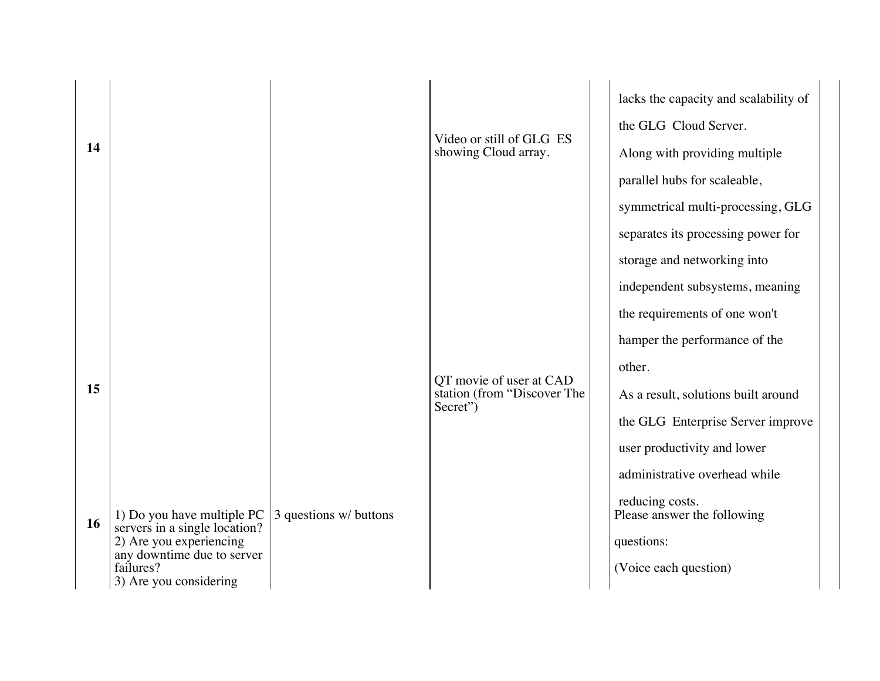| | | | | | | |
|---|---|---|---|---|---|---|
| | | | | | lacks the capacity and scalability of the GLG Cloud Server. | |
| 14 | | | Video or still of GLG ES showing Cloud array. | | Along with providing multiple parallel hubs for scaleable, symmetrical multi-processing, GLG separates its processing power for storage and networking into independent subsystems, meaning the requirements of one won't hamper the performance of the other. | |
| 15 | | | QT movie of user at CAD station (from "Discover The Secret") | | As a result, solutions built around the GLG Enterprise Server improve user productivity and lower administrative overhead while reducing costs. | |
| 16 | 1) Do you have multiple PC servers in a single location?<br>2) Are you experiencing any downtime due to server failures?<br>3) Are you considering | 3 questions w/ buttons | | | Please answer the following questions:<br>(Voice each question) | |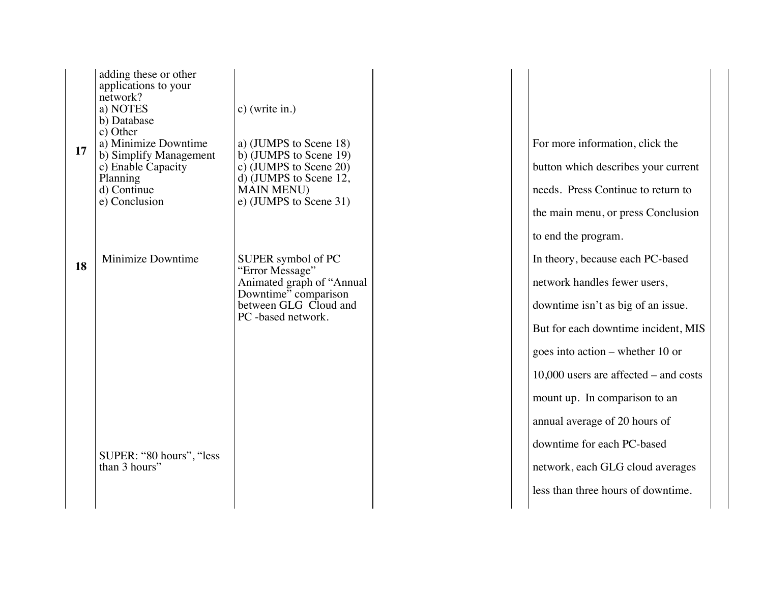| | | | | | |
|---|---|---|---|---|---|
| | adding these or other applications to your network?<br>a) NOTES<br>b) Database<br>c) Other | c) (write in.) | | | |
| **17** | a) Minimize Downtime<br>b) Simplify Management<br>c) Enable Capacity Planning<br>d) Continue<br>e) Conclusion | a) (JUMPS to Scene 18)<br>b) (JUMPS to Scene 19)<br>c) (JUMPS to Scene 20)<br>d) (JUMPS to Scene 12, MAIN MENU)<br>e) (JUMPS to Scene 31) | | | For more information, click the button which describes your current needs. Press Continue to return to the main menu, or press Conclusion to end the program. |
| **18** | Minimize Downtime<br><br>SUPER: “80 hours”, “less than 3 hours” | SUPER symbol of PC “Error Message”<br>Animated graph of “Annual Downtime” comparison between GLG Cloud and PC -based network. | | | In theory, because each PC-based network handles fewer users, downtime isn’t as big of an issue. But for each downtime incident, MIS goes into action – whether 10 or 10,000 users are affected – and costs mount up. In comparison to an annual average of 20 hours of downtime for each PC-based network, each GLG cloud averages less than three hours of downtime. |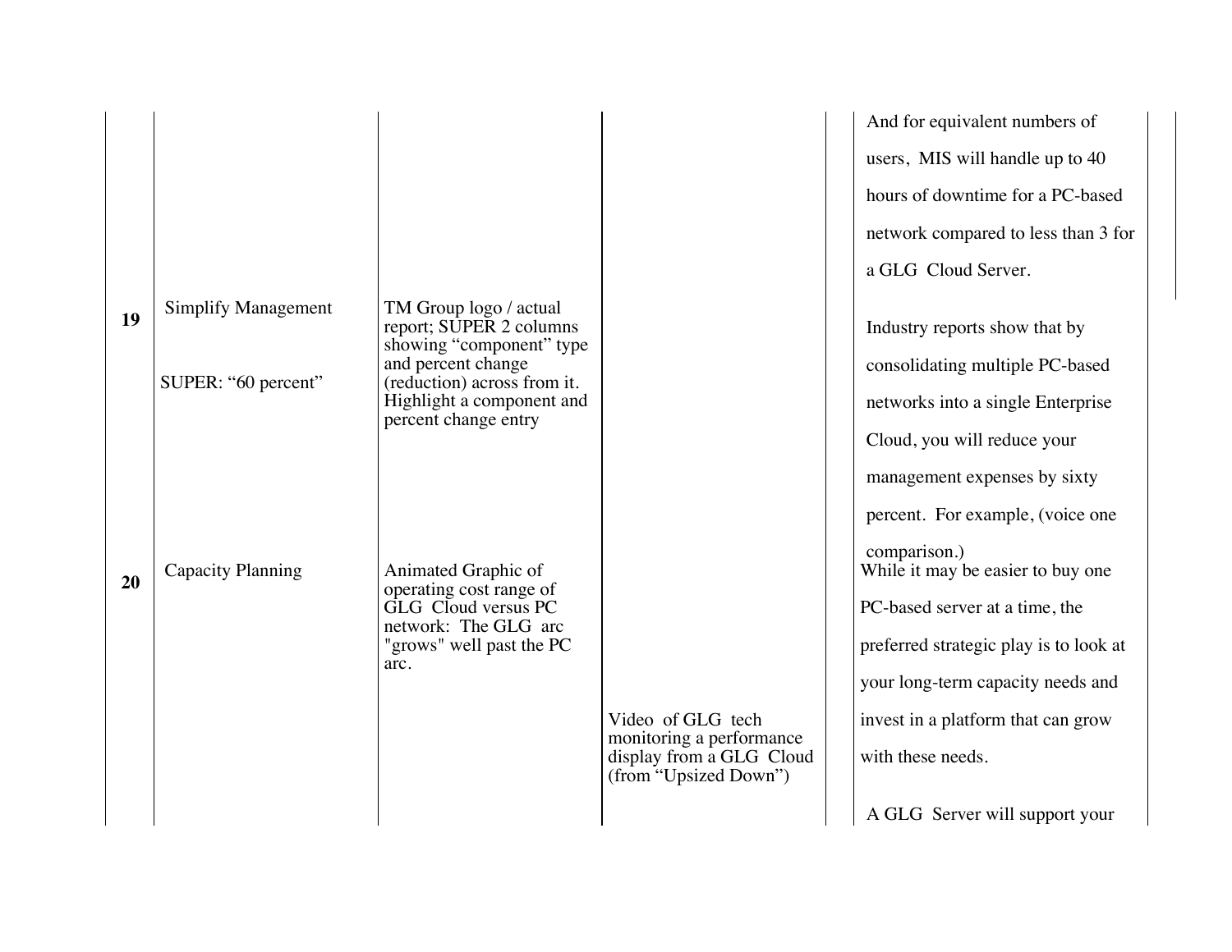| | | | | |
|---|---|---|---|---|
| | | | | And for equivalent numbers of users, MIS will handle up to 40 hours of downtime for a PC-based network compared to less than 3 for a GLG Cloud Server. |
| **19** | Simplify Management<br><br>SUPER: "60 percent" | TM Group logo / actual report; SUPER 2 columns showing "component" type and percent change (reduction) across from it. Highlight a component and percent change entry | | Industry reports show that by consolidating multiple PC-based networks into a single Enterprise Cloud, you will reduce your management expenses by sixty percent. For example, (voice one comparison.) |
| **20** | Capacity Planning | Animated Graphic of operating cost range of GLG Cloud versus PC network: The GLG arc "grows" well past the PC arc. | Video of GLG tech monitoring a performance display from a GLG Cloud (from "Upsized Down") | While it may be easier to buy one PC-based server at a time, the preferred strategic play is to look at your long-term capacity needs and invest in a platform that can grow with these needs.<br><br>A GLG Server will support your |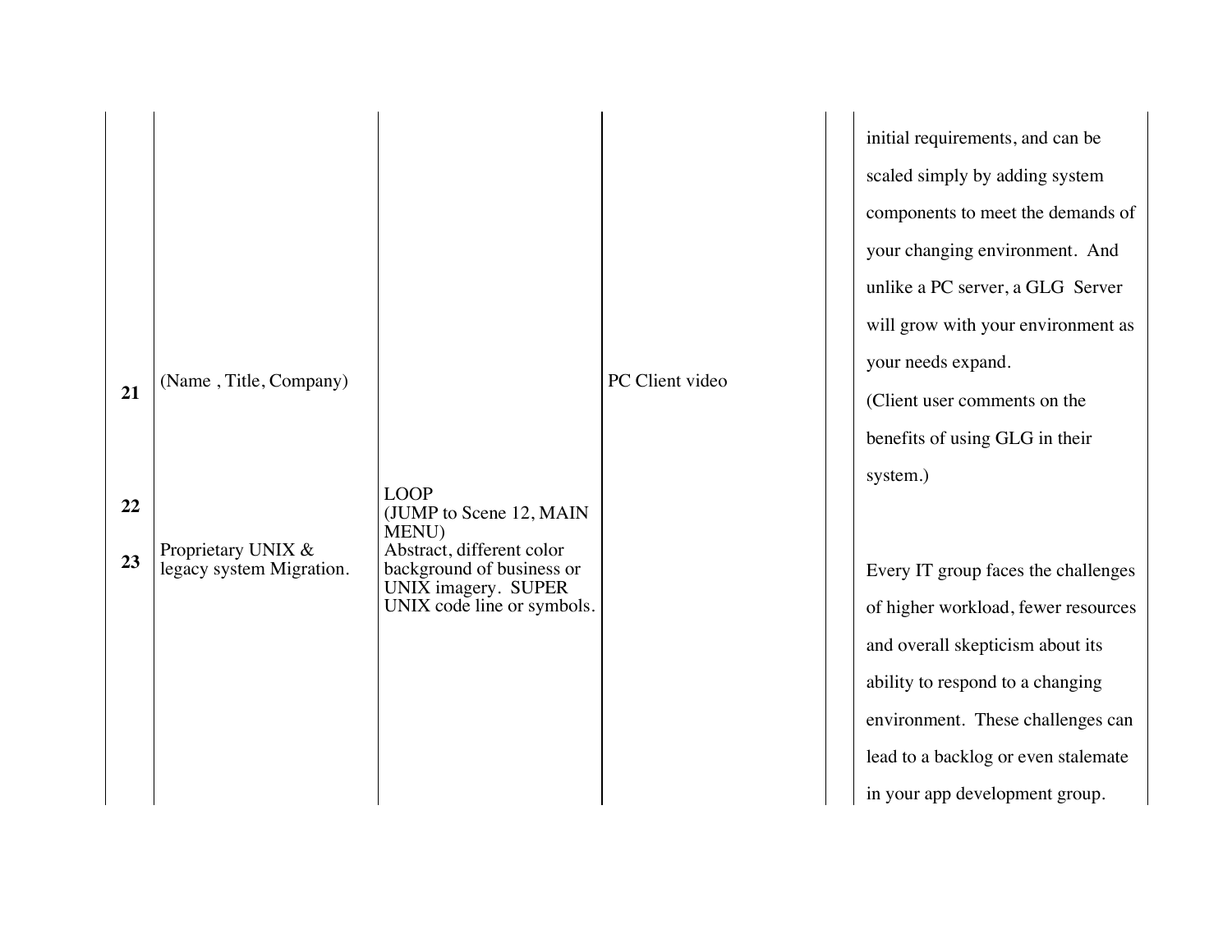| | | | | | |
|---|---|---|---|---|---|
| | | | | | initial requirements, and can be scaled simply by adding system components to meet the demands of your changing environment. And unlike a PC server, a GLG Server will grow with your environment as your needs expand. |
| **21** | (Name , Title, Company) | | PC Client video | | (Client user comments on the benefits of using GLG in their system.) |
| **22** | | LOOP (JUMP to Scene 12, MAIN MENU) | | | |
| **23** | Proprietary UNIX & legacy system Migration. | Abstract, different color background of business or UNIX imagery. SUPER UNIX code line or symbols. | | | Every IT group faces the challenges of higher workload, fewer resources and overall skepticism about its ability to respond to a changing environment. These challenges can lead to a backlog or even stalemate in your app development group. |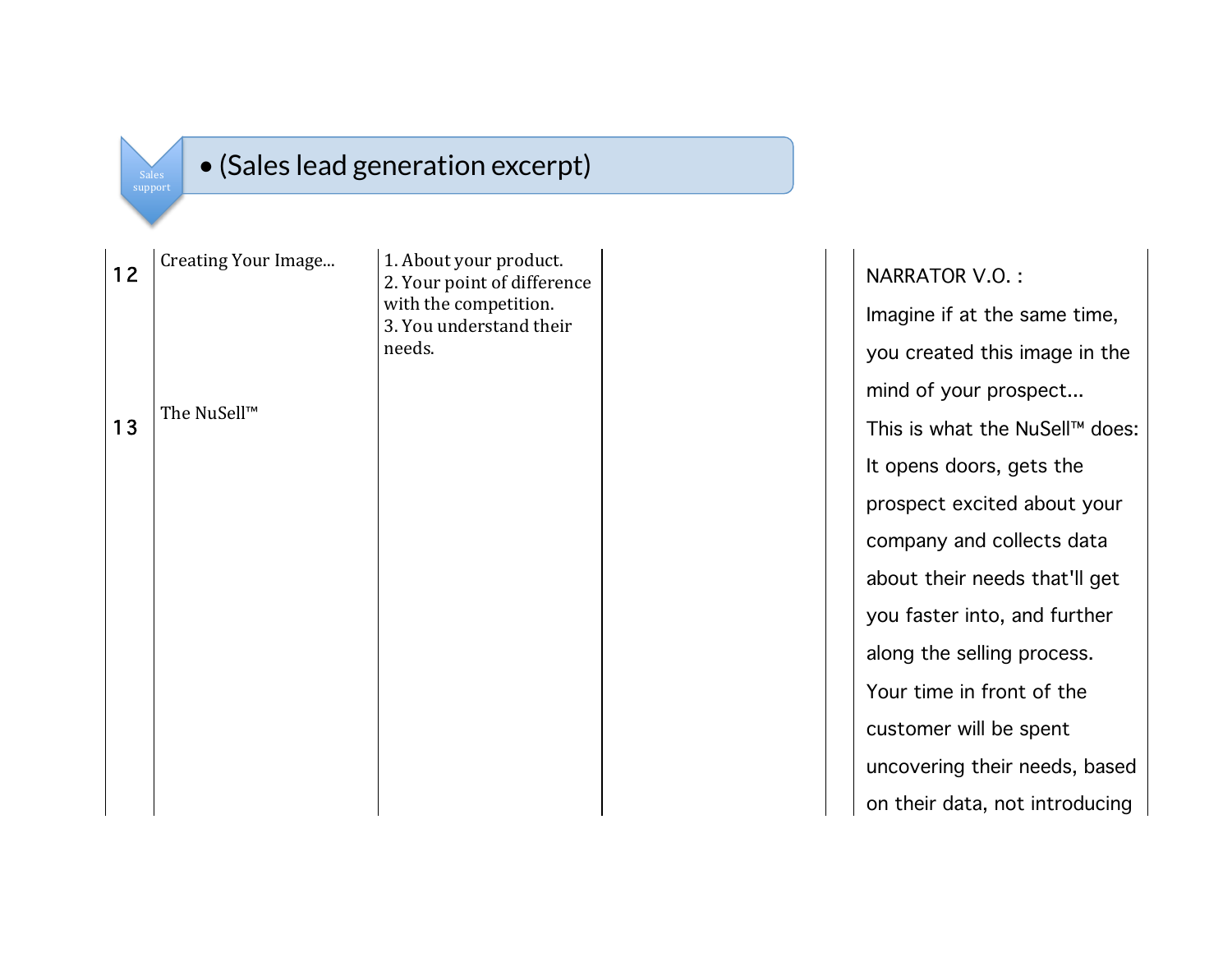# (Sales lead generation excerpt)

| | | | | | |
|---|---|---|---|---|---|
| 12 | Creating Your Image... | 1. About your product.<br>2. Your point of difference with the competition.<br>3. You understand their needs. | | | NARRATOR V.O. :<br>Imagine if at the same time, you created this image in the mind of your prospect... |
| 13 | The NuSell™ | | | | This is what the NuSell™ does: It opens doors, gets the prospect excited about your company and collects data about their needs that'll get you faster into, and further along the selling process. Your time in front of the customer will be spent uncovering their needs, based on their data, not introducing |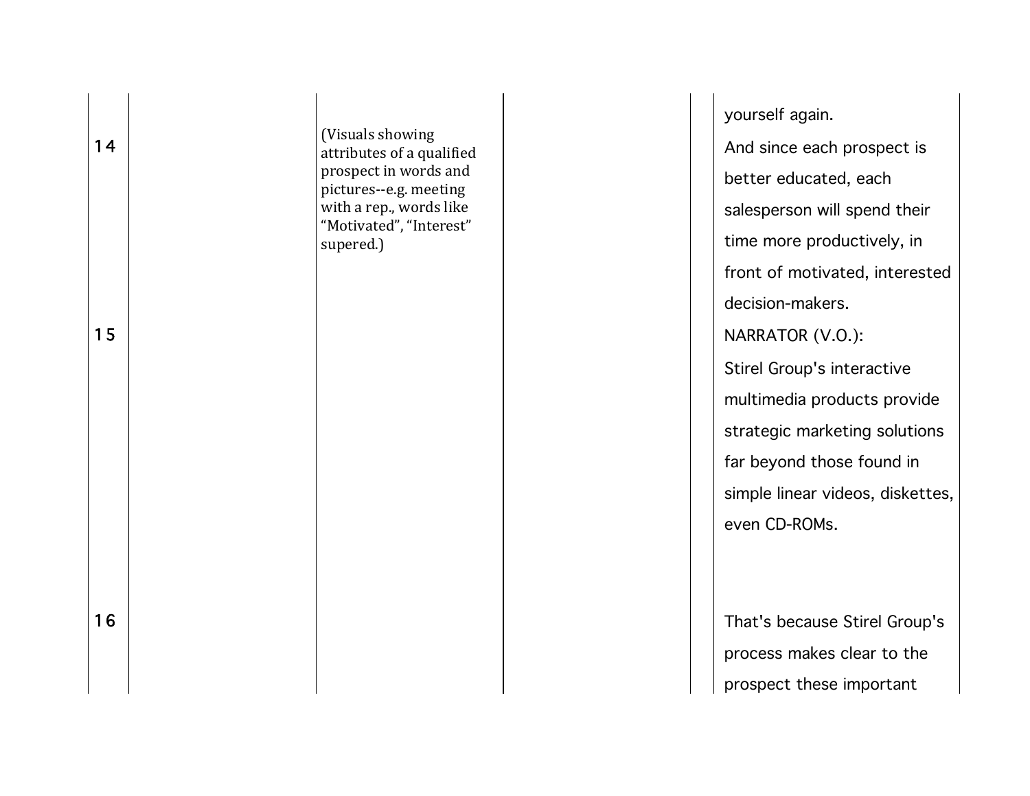| | | | | |
|---|---|---|---|---|
| | | | | yourself again. |
| 14 | | (Visuals showing attributes of a qualified prospect in words and pictures--e.g. meeting with a rep., words like "Motivated", "Interest" supered.) | | And since each prospect is better educated, each salesperson will spend their time more productively, in front of motivated, interested decision-makers. |
| 15 | | | | NARRATOR (V.O.): Stirel Group's interactive multimedia products provide strategic marketing solutions far beyond those found in simple linear videos, diskettes, even CD-ROMs. |
| 16 | | | | That's because Stirel Group's process makes clear to the prospect these important |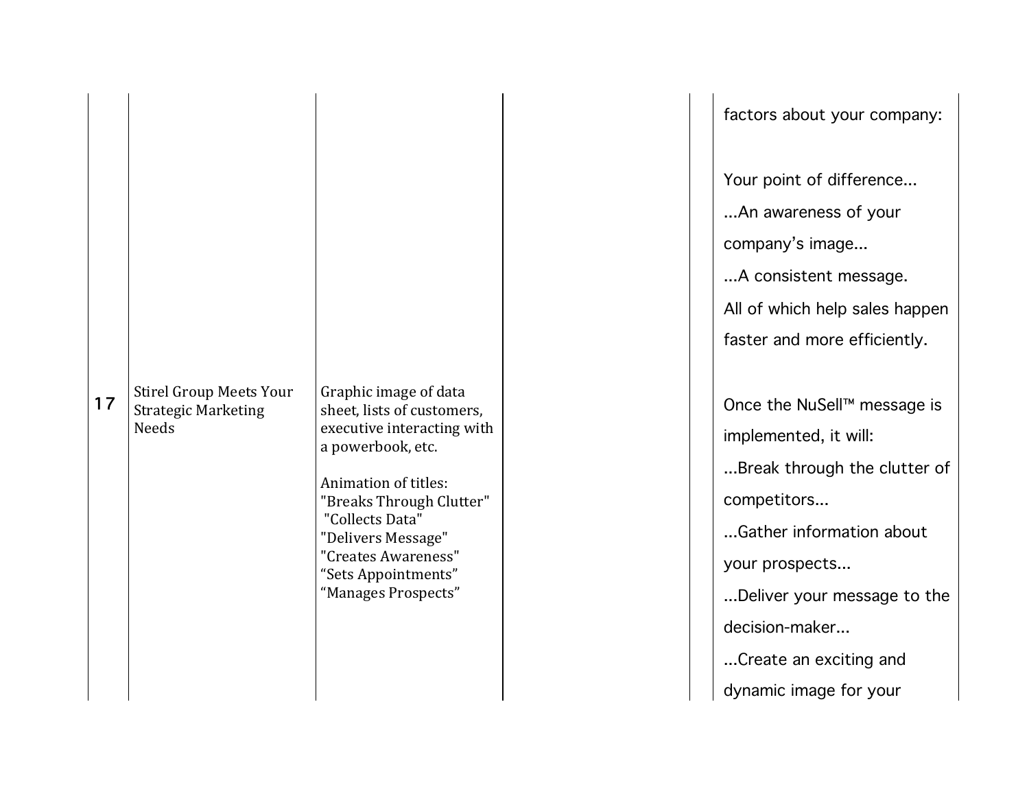| | | | | |
|---|---|---|---|---|
| | | | | factors about your company:<br><br>Your point of difference...<br>...An awareness of your company's image...<br>...A consistent message.<br>All of which help sales happen faster and more efficiently. |
| 17 | Stirel Group Meets Your Strategic Marketing Needs | Graphic image of data sheet, lists of customers, executive interacting with a powerbook, etc.<br><br>Animation of titles:<br>"Breaks Through Clutter"<br>"Collects Data"<br>"Delivers Message"<br>"Creates Awareness"<br>"Sets Appointments"<br>"Manages Prospects" | | Once the NuSell™ message is implemented, it will:<br>...Break through the clutter of competitors...<br>...Gather information about your prospects...<br>...Deliver your message to the decision-maker...<br>...Create an exciting and dynamic image for your |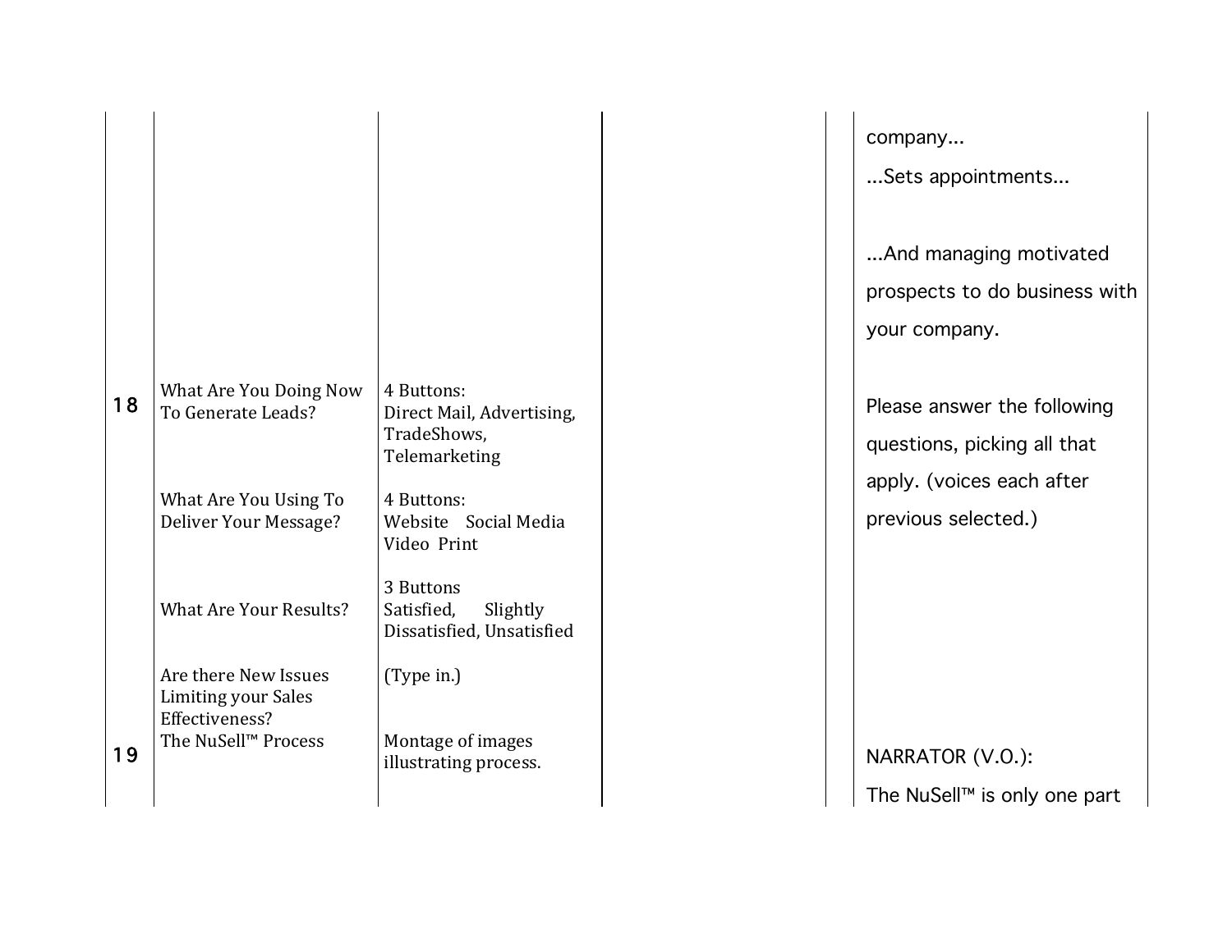| | | | | | |
|---|---|---|---|---|---|
| | | | | | company...<br>...Sets appointments...<br><br>...And managing motivated prospects to do business with your company. |
| 18 | What Are You Doing Now To Generate Leads?<br><br>What Are You Using To Deliver Your Message?<br><br>What Are Your Results?<br><br>Are there New Issues Limiting your Sales Effectiveness? | 4 Buttons:<br>Direct Mail, Advertising, TradeShows, Telemarketing<br><br>4 Buttons:<br>Website Social Media Video Print<br><br>3 Buttons<br>Satisfied, Slightly Dissatisfied, Unsatisfied<br><br>(Type in.) | | | Please answer the following questions, picking all that apply. (voices each after previous selected.) |
| 19 | The NuSell™ Process | Montage of images illustrating process. | | | NARRATOR (V.O.):<br>The NuSell™ is only one part |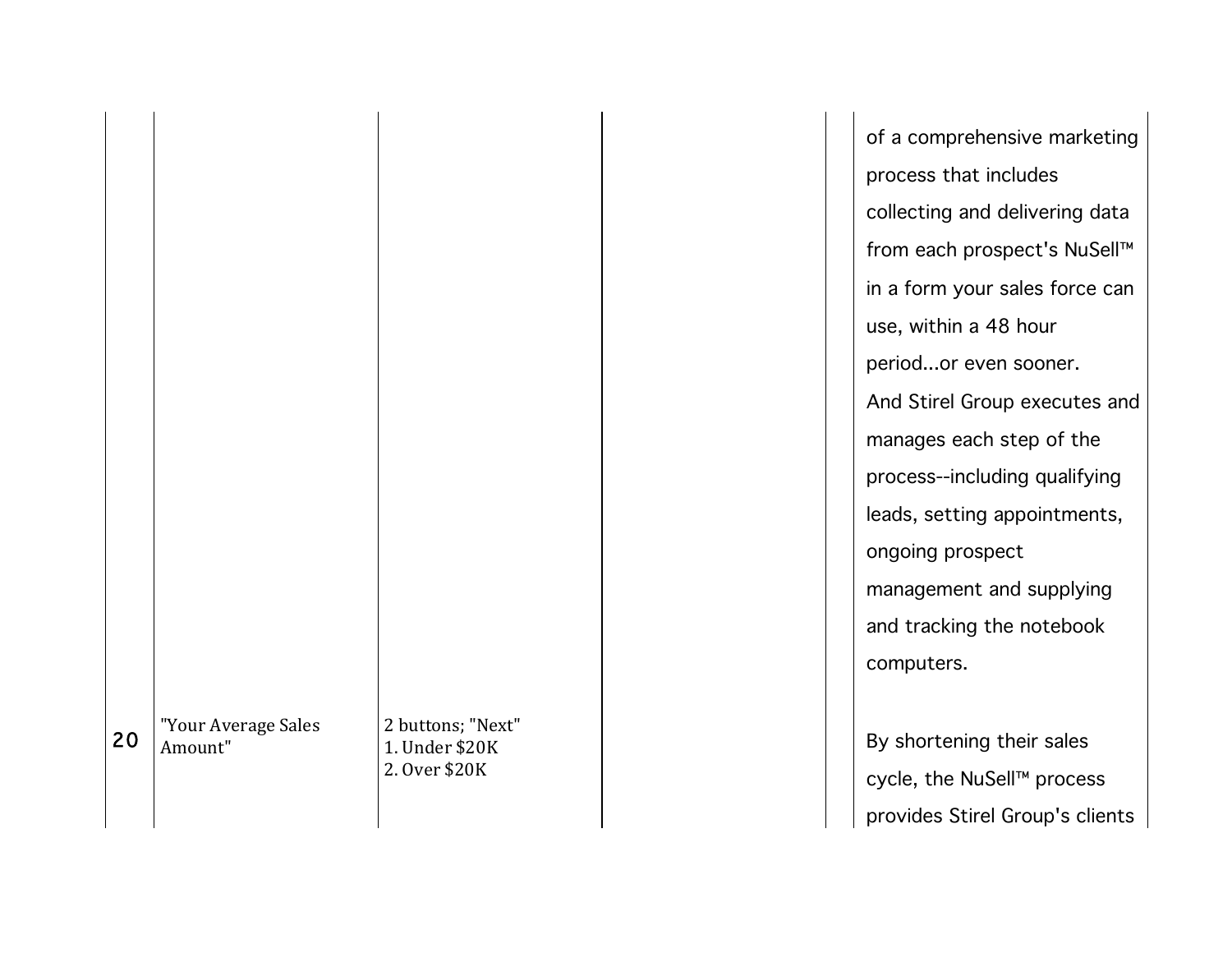| | | | | | |
|---|---|---|---|---|---|
| | | | | | of a comprehensive marketing process that includes collecting and delivering data from each prospect's NuSell™ in a form your sales force can use, within a 48 hour period...or even sooner.<br>And Stirel Group executes and manages each step of the process--including qualifying leads, setting appointments, ongoing prospect management and supplying and tracking the notebook computers. |
| 20 | "Your Average Sales Amount" | 2 buttons; "Next"<br>1. Under $20K<br>2. Over $20K | | | By shortening their sales cycle, the NuSell™ process provides Stirel Group's clients |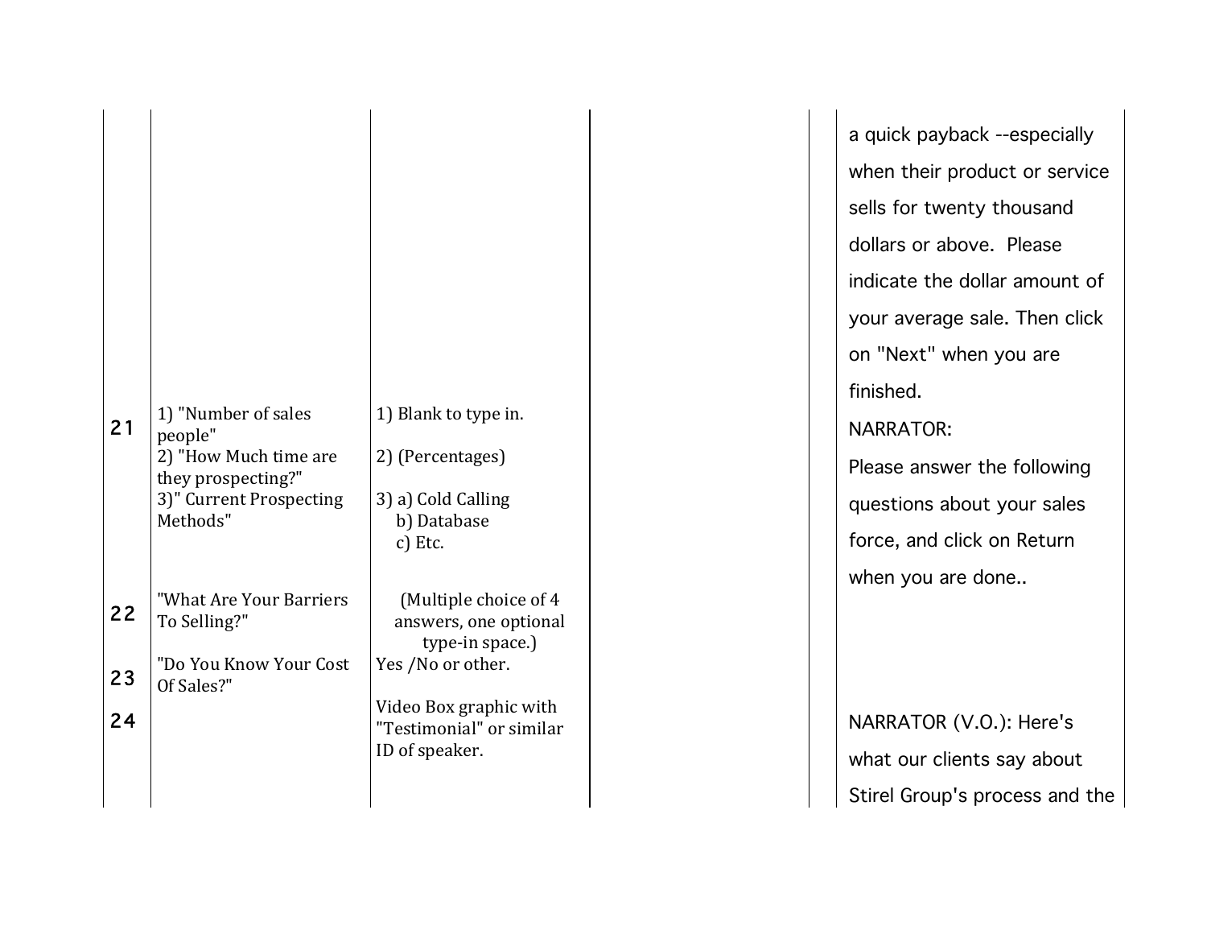| | | | | | |
|---|---|---|---|---|---|
| | | | | | a quick payback --especially when their product or service sells for twenty thousand dollars or above. Please indicate the dollar amount of your average sale. Then click on "Next" when you are finished. |
| 21 | 1) "Number of sales people"<br>2) "How Much time are they prospecting?"<br>3)" Current Prospecting Methods" | 1) Blank to type in.<br><br>2) (Percentages)<br><br>3) a) Cold Calling<br>b) Database<br>c) Etc. | | | NARRATOR:<br>Please answer the following questions about your sales force, and click on Return when you are done.. |
| 22 | "What Are Your Barriers To Selling?" | (Multiple choice of 4 answers, one optional type-in space.) | | | |
| 23 | "Do You Know Your Cost Of Sales?" | Yes /No or other. | | | |
| 24 | | Video Box graphic with "Testimonial" or similar ID of speaker. | | | NARRATOR (V.O.): Here's what our clients say about Stirel Group's process and the |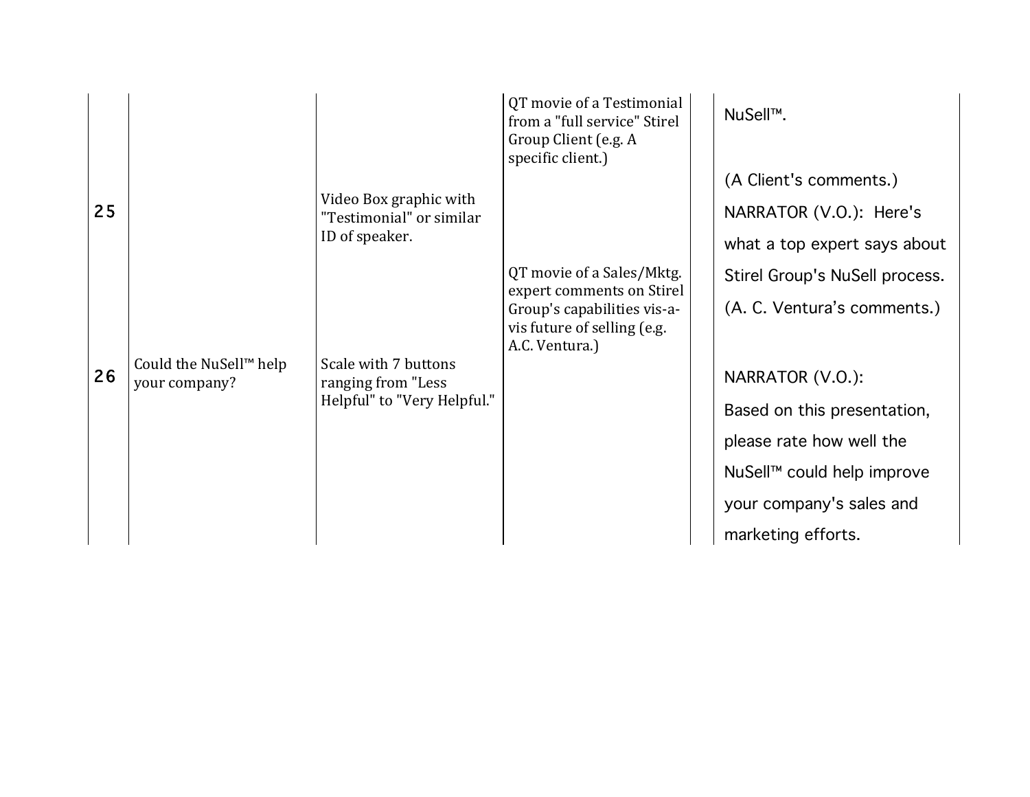| | | | | |
|---|---|---|---|---|
| 25 | | Video Box graphic with "Testimonial" or similar ID of speaker. | QT movie of a Testimonial from a "full service" Stirel Group Client (e.g. A specific client.)<br><br>QT movie of a Sales/Mktg. expert comments on Stirel Group's capabilities vis-a-vis future of selling (e.g. A.C. Ventura.) | NuSell™.<br><br>(A Client's comments.)<br>NARRATOR (V.O.): Here's what a top expert says about Stirel Group's NuSell process.<br>(A. C. Ventura's comments.) |
| 26 | Could the NuSell™ help your company? | Scale with 7 buttons ranging from "Less Helpful" to "Very Helpful." | | NARRATOR (V.O.):<br>Based on this presentation, please rate how well the NuSell™ could help improve your company's sales and marketing efforts. |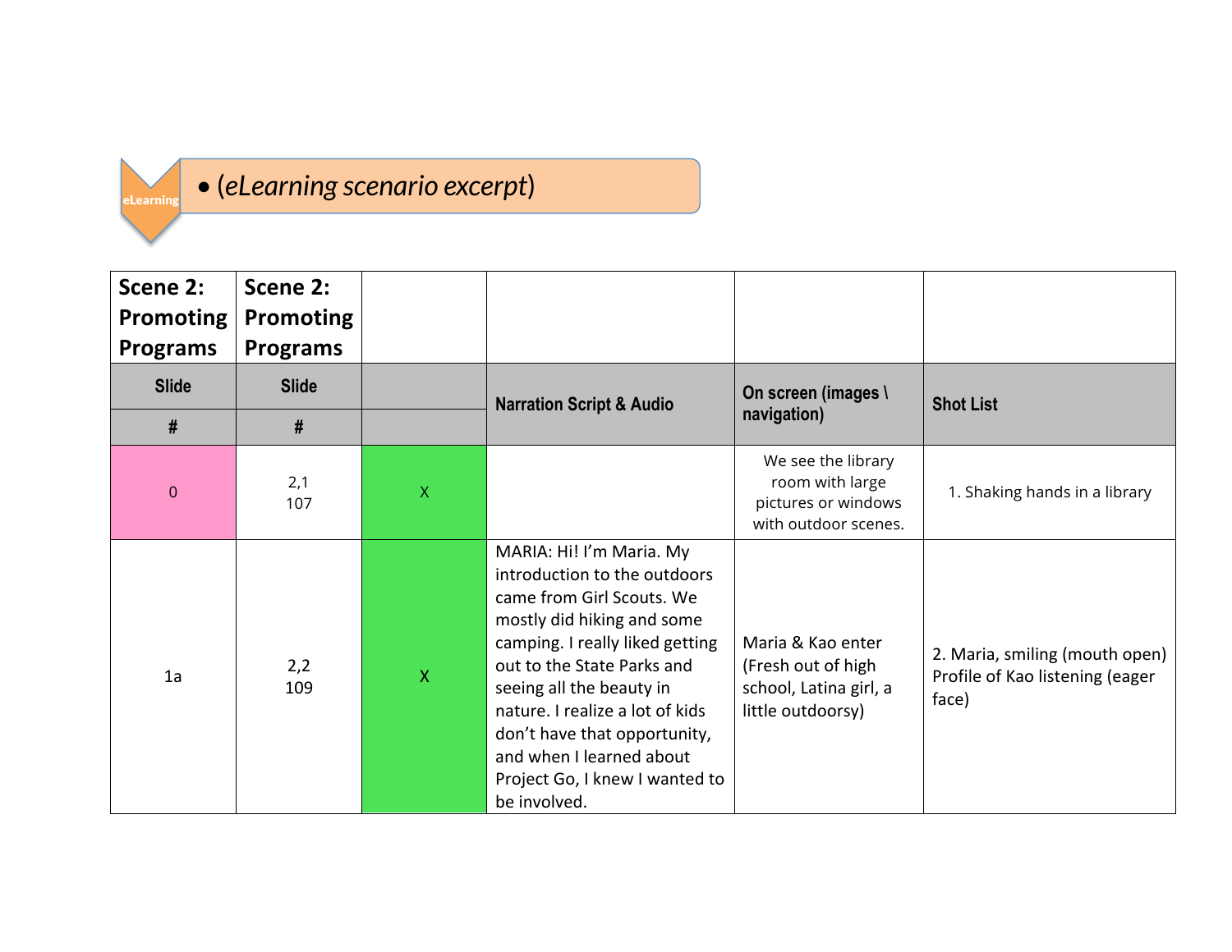eLearning

- *(eLearning scenario excerpt)*

| Scene 2: Promoting Programs | Scene 2: Promoting Programs | | | | |
|---|---|---|---|---|---|
| Slide # | Slide # | | Narration Script & Audio | On screen (images \ navigation) | Shot List |
| 0 | 2,1<br>107 | X | | We see the library room with large pictures or windows with outdoor scenes. | 1. Shaking hands in a library |
| 1a | 2,2<br>109 | X | MARIA: Hi! I'm Maria. My introduction to the outdoors came from Girl Scouts. We mostly did hiking and some camping. I really liked getting out to the State Parks and seeing all the beauty in nature. I realize a lot of kids don't have that opportunity, and when I learned about Project Go, I knew I wanted to be involved. | Maria & Kao enter (Fresh out of high school, Latina girl, a little outdoorsy) | 2. Maria, smiling (mouth open) Profile of Kao listening (eager face) |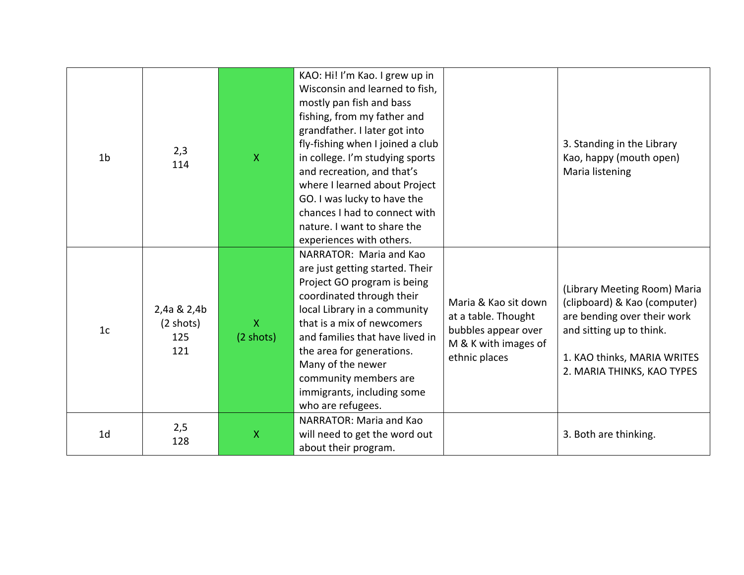| | | | | | |
|---|---|---|---|---|---|
| 1b | 2,3<br>114 | X | KAO: Hi! I'm Kao. I grew up in Wisconsin and learned to fish, mostly pan fish and bass fishing, from my father and grandfather. I later got into fly-fishing when I joined a club in college. I'm studying sports and recreation, and that's where I learned about Project GO. I was lucky to have the chances I had to connect with nature. I want to share the experiences with others. | | 3. Standing in the Library<br>Kao, happy (mouth open)<br>Maria listening |
| 1c | 2,4a & 2,4b<br>(2 shots)<br>125<br>121 | X<br>(2 shots) | NARRATOR: Maria and Kao are just getting started. Their Project GO program is being coordinated through their local Library in a community that is a mix of newcomers and families that have lived in the area for generations. Many of the newer community members are immigrants, including some who are refugees. | Maria & Kao sit down at a table. Thought bubbles appear over M & K with images of ethnic places | (Library Meeting Room) Maria (clipboard) & Kao (computer) are bending over their work and sitting up to think.<br><br>1. KAO thinks, MARIA WRITES<br>2. MARIA THINKS, KAO TYPES |
| 1d | 2,5<br>128 | X | NARRATOR: Maria and Kao will need to get the word out about their program. | | 3. Both are thinking. |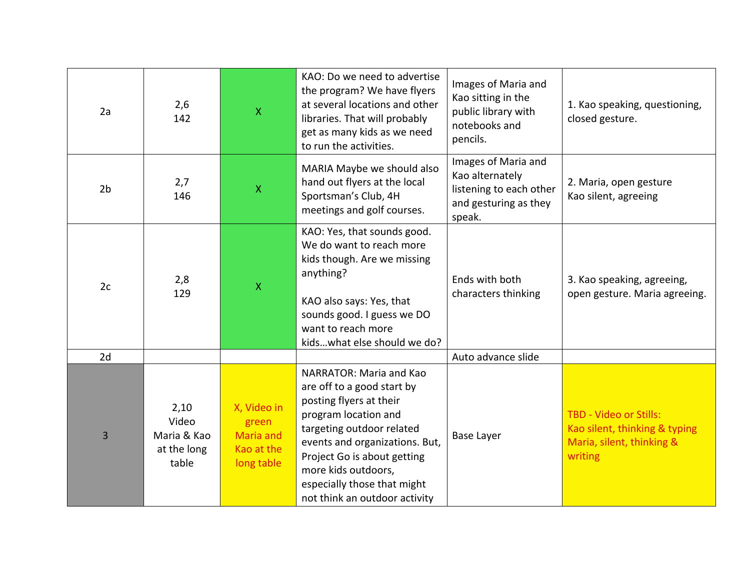| | | | | | |
|---|---|---|---|---|---|
| 2a | 2,6<br>142 | X | KAO: Do we need to advertise the program? We have flyers at several locations and other libraries. That will probably get as many kids as we need to run the activities. | Images of Maria and Kao sitting in the public library with notebooks and pencils. | 1. Kao speaking, questioning, closed gesture. |
| 2b | 2,7<br>146 | X | MARIA Maybe we should also hand out flyers at the local Sportsman's Club, 4H meetings and golf courses. | Images of Maria and Kao alternately listening to each other and gesturing as they speak. | 2. Maria, open gesture<br>Kao silent, agreeing |
| 2c | 2,8<br>129 | X | KAO: Yes, that sounds good. We do want to reach more kids though. Are we missing anything?<br><br>KAO also says: Yes, that sounds good. I guess we DO want to reach more kids…what else should we do? | Ends with both characters thinking | 3. Kao speaking, agreeing, open gesture. Maria agreeing. |
| 2d | | | | Auto advance slide | |
| 3 | 2,10<br>Video<br>Maria & Kao at the long table | X, Video in green<br>Maria and Kao at the long table | NARRATOR: Maria and Kao are off to a good start by posting flyers at their program location and targeting outdoor related events and organizations. But, Project Go is about getting more kids outdoors, especially those that might not think an outdoor activity | Base Layer | TBD - Video or Stills:<br>Kao silent, thinking & typing<br>Maria, silent, thinking & writing |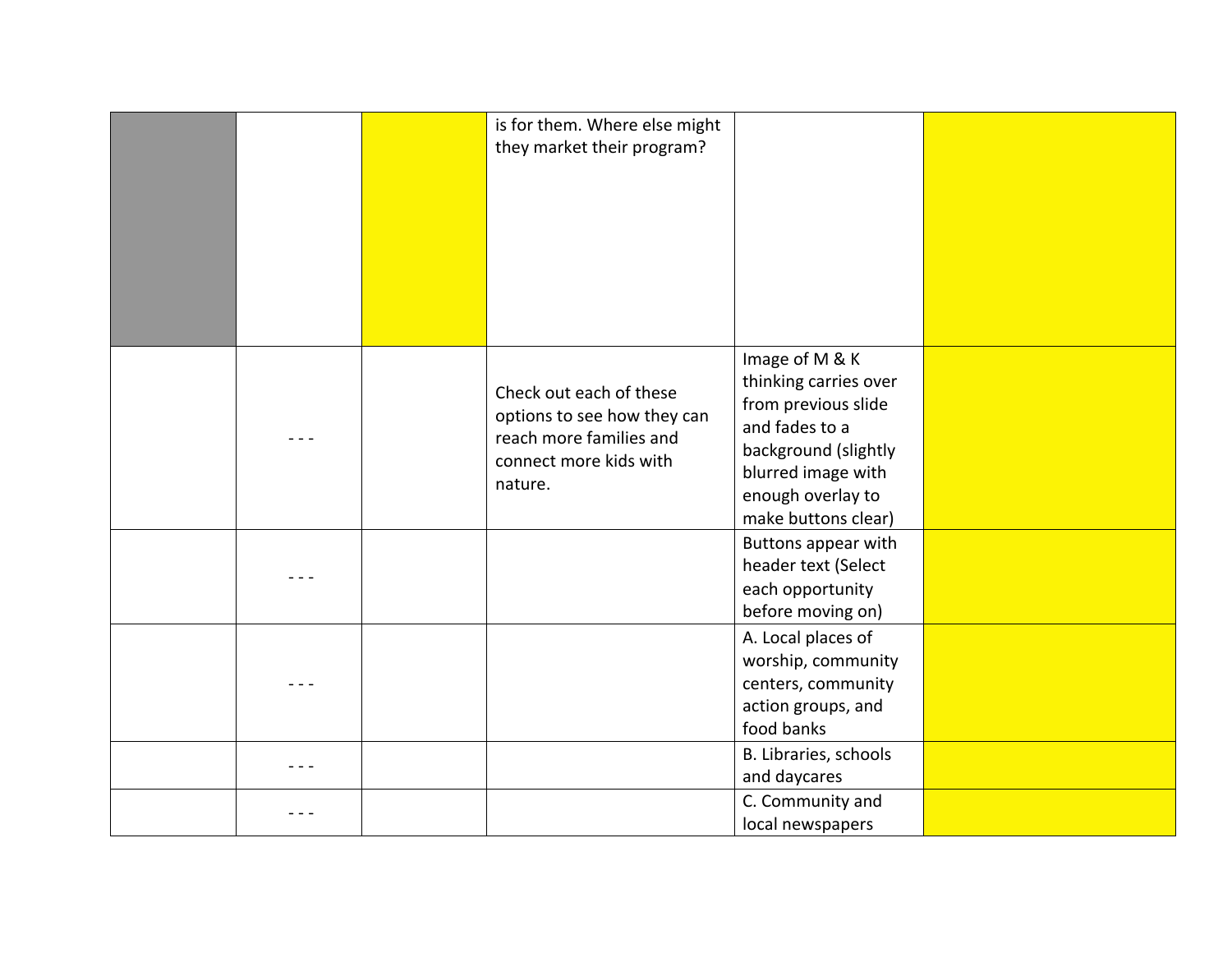| | | | | | |
|---|---|---|---|---|---|
| | | | is for them. Where else might they market their program? | | |
| | - - - | | Check out each of these options to see how they can reach more families and connect more kids with nature. | Image of M & K thinking carries over from previous slide and fades to a background (slightly blurred image with enough overlay to make buttons clear) | |
| | - - - | | | Buttons appear with header text (Select each opportunity before moving on) | |
| | - - - | | | A. Local places of worship, community centers, community action groups, and food banks | |
| | - - - | | | B. Libraries, schools and daycares | |
| | - - - | | | C. Community and local newspapers | |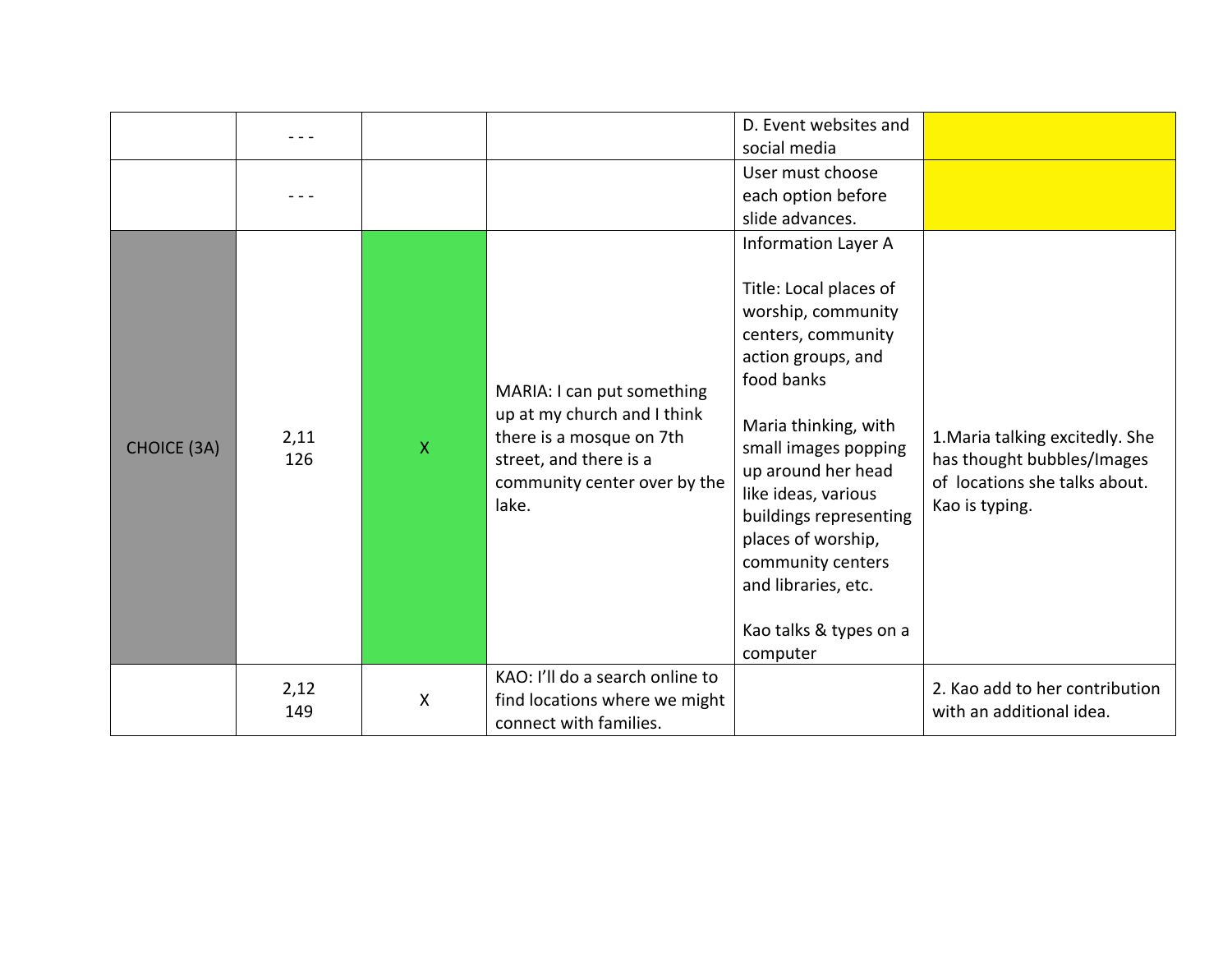| | | | | | |
|---|---|---|---|---|---|
| | - - - | | | D. Event websites and social media | |
| | - - - | | | User must choose each option before slide advances. | |
| CHOICE (3A) | 2,11<br>126 | X | MARIA: I can put something up at my church and I think there is a mosque on 7th street, and there is a community center over by the lake. | Information Layer A<br><br>Title: Local places of worship, community centers, community action groups, and food banks<br><br>Maria thinking, with small images popping up around her head like ideas, various buildings representing places of worship, community centers and libraries, etc.<br><br>Kao talks & types on a computer | 1.Maria talking excitedly. She has thought bubbles/Images of locations she talks about. Kao is typing. |
| | 2,12<br>149 | X | KAO: I'll do a search online to find locations where we might connect with families. | | 2. Kao add to her contribution with an additional idea. |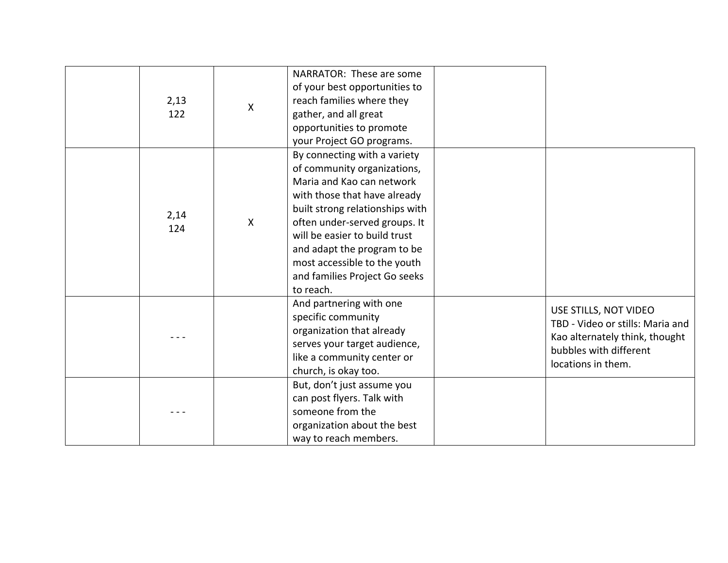| | | | | | |
|---|---|---|---|---|---|
| | 2,13<br>122 | X | NARRATOR: These are some of your best opportunities to reach families where they gather, and all great opportunities to promote your Project GO programs. | | |
| | 2,14<br>124 | X | By connecting with a variety of community organizations, Maria and Kao can network with those that have already built strong relationships with often under-served groups. It will be easier to build trust and adapt the program to be most accessible to the youth and families Project Go seeks to reach. | | |
| | - - - | | And partnering with one specific community organization that already serves your target audience, like a community center or church, is okay too. | | USE STILLS, NOT VIDEO<br>TBD - Video or stills: Maria and Kao alternately think, thought bubbles with different locations in them. |
| | - - - | | But, don't just assume you can post flyers. Talk with someone from the organization about the best way to reach members. | | |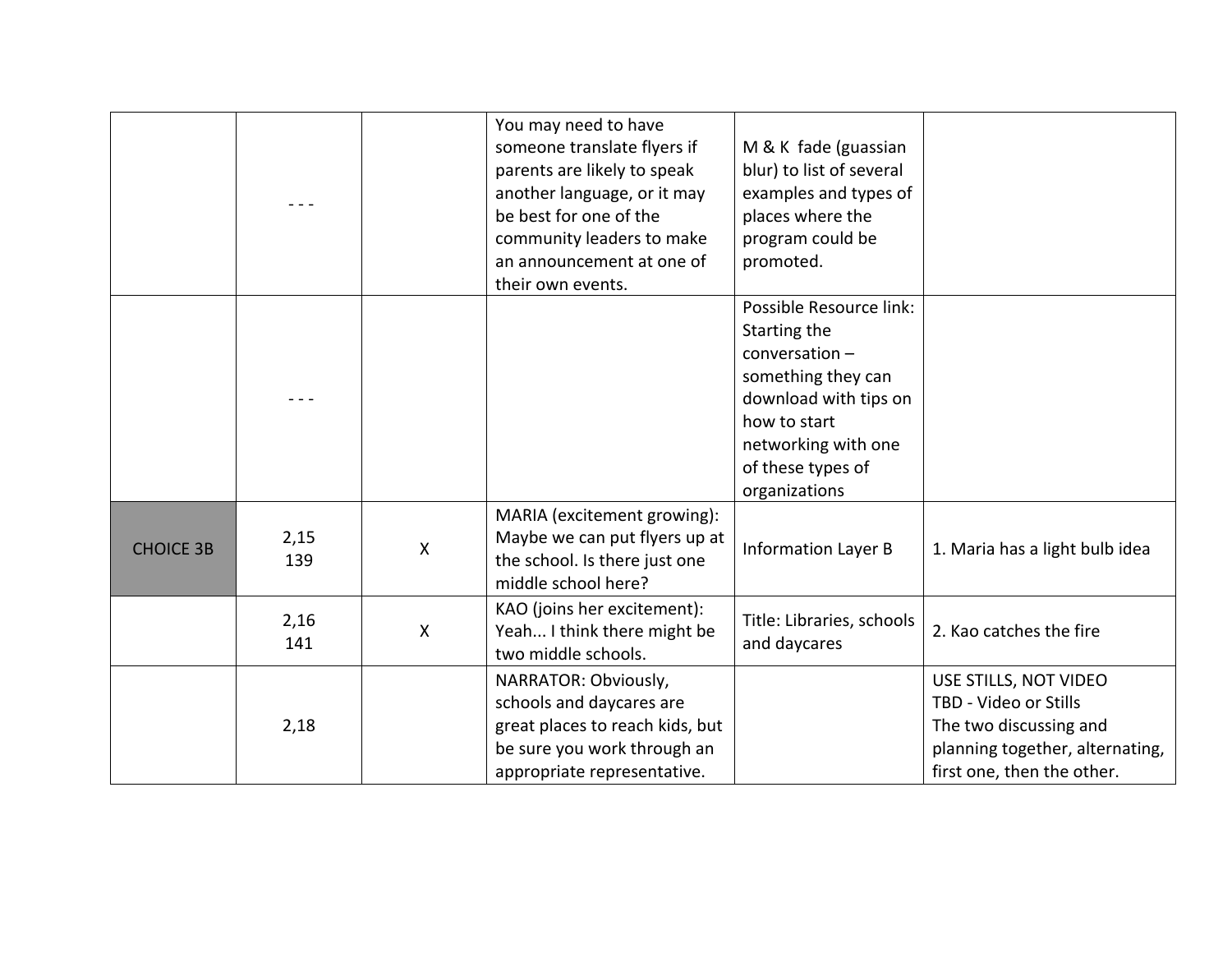|  |  |  |  |  |  |
|---|---|---|---|---|---|
|  | - - - |  | You may need to have someone translate flyers if parents are likely to speak another language, or it may be best for one of the community leaders to make an announcement at one of their own events. | M & K fade (guassian blur) to list of several examples and types of places where the program could be promoted. |  |
|  | - - - |  |  | Possible Resource link: Starting the conversation – something they can download with tips on how to start networking with one of these types of organizations |  |
| CHOICE 3B | 2,15<br>139 | X | MARIA (excitement growing): Maybe we can put flyers up at the school. Is there just one middle school here? | Information Layer B | 1. Maria has a light bulb idea |
|  | 2,16<br>141 | X | KAO (joins her excitement): Yeah... I think there might be two middle schools. | Title: Libraries, schools and daycares | 2. Kao catches the fire |
|  | 2,18 |  | NARRATOR: Obviously, schools and daycares are great places to reach kids, but be sure you work through an appropriate representative. |  | USE STILLS, NOT VIDEO<br>TBD - Video or Stills<br>The two discussing and planning together, alternating, first one, then the other. |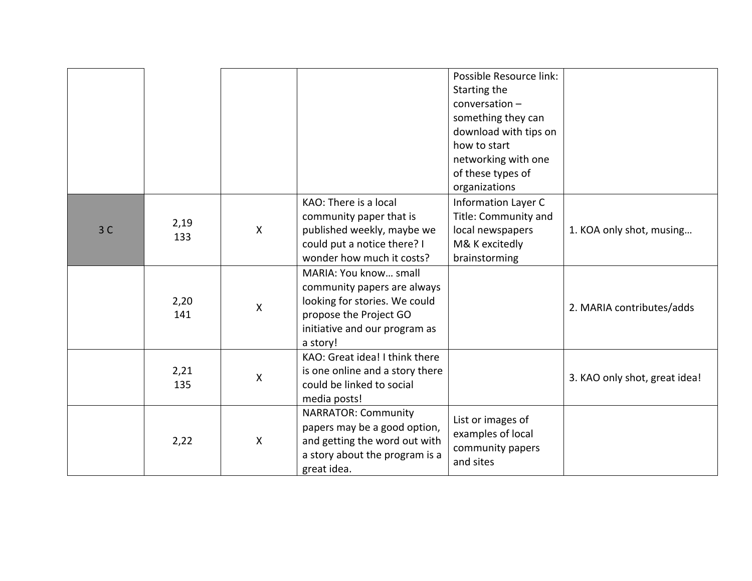| | | | | | |
|---|---|---|---|---|---|
| | | | | Possible Resource link: Starting the conversation – something they can download with tips on how to start networking with one of these types of organizations | |
| 3 C | 2,19<br>133 | X | KAO: There is a local community paper that is published weekly, maybe we could put a notice there? I wonder how much it costs? | Information Layer C<br>Title: Community and local newspapers<br>M& K excitedly brainstorming | 1. KOA only shot, musing… |
| | 2,20<br>141 | X | MARIA: You know… small community papers are always looking for stories. We could propose the Project GO initiative and our program as a story! | | 2. MARIA contributes/adds |
| | 2,21<br>135 | X | KAO: Great idea! I think there is one online and a story there could be linked to social media posts! | | 3. KAO only shot, great idea! |
| | 2,22 | X | NARRATOR: Community papers may be a good option, and getting the word out with a story about the program is a great idea. | List or images of examples of local community papers and sites | |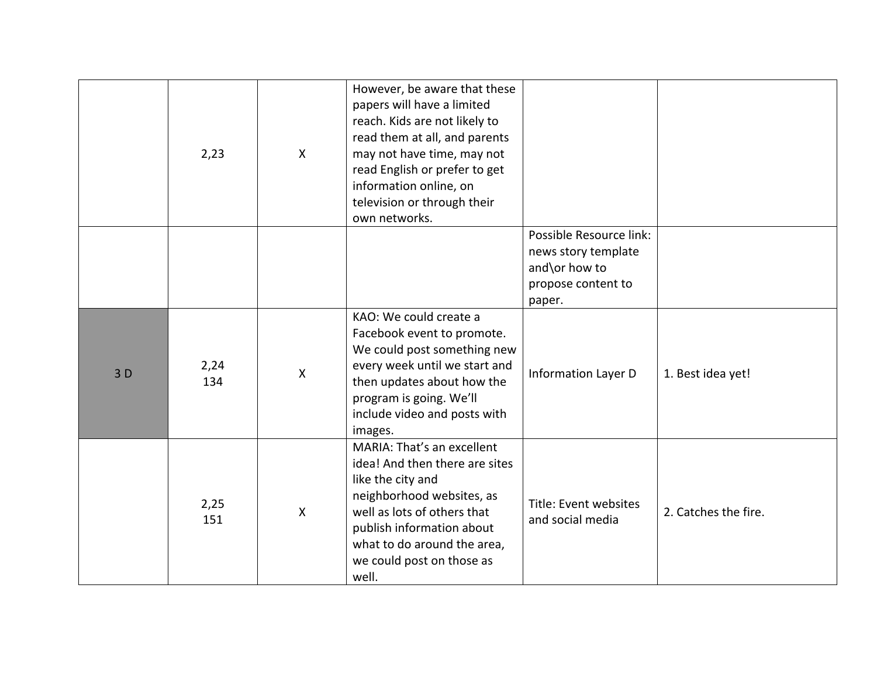| | | | | | |
|---|---|---|---|---|---|
| | 2,23 | X | However, be aware that these papers will have a limited reach. Kids are not likely to read them at all, and parents may not have time, may not read English or prefer to get information online, on television or through their own networks. | | |
| | | | | Possible Resource link: news story template and\or how to propose content to paper. | |
| 3 D | 2,24<br>134 | X | KAO: We could create a Facebook event to promote. We could post something new every week until we start and then updates about how the program is going. We'll include video and posts with images. | Information Layer D | 1. Best idea yet! |
| | 2,25<br>151 | X | MARIA: That's an excellent idea! And then there are sites like the city and neighborhood websites, as well as lots of others that publish information about what to do around the area, we could post on those as well. | Title: Event websites and social media | 2. Catches the fire. |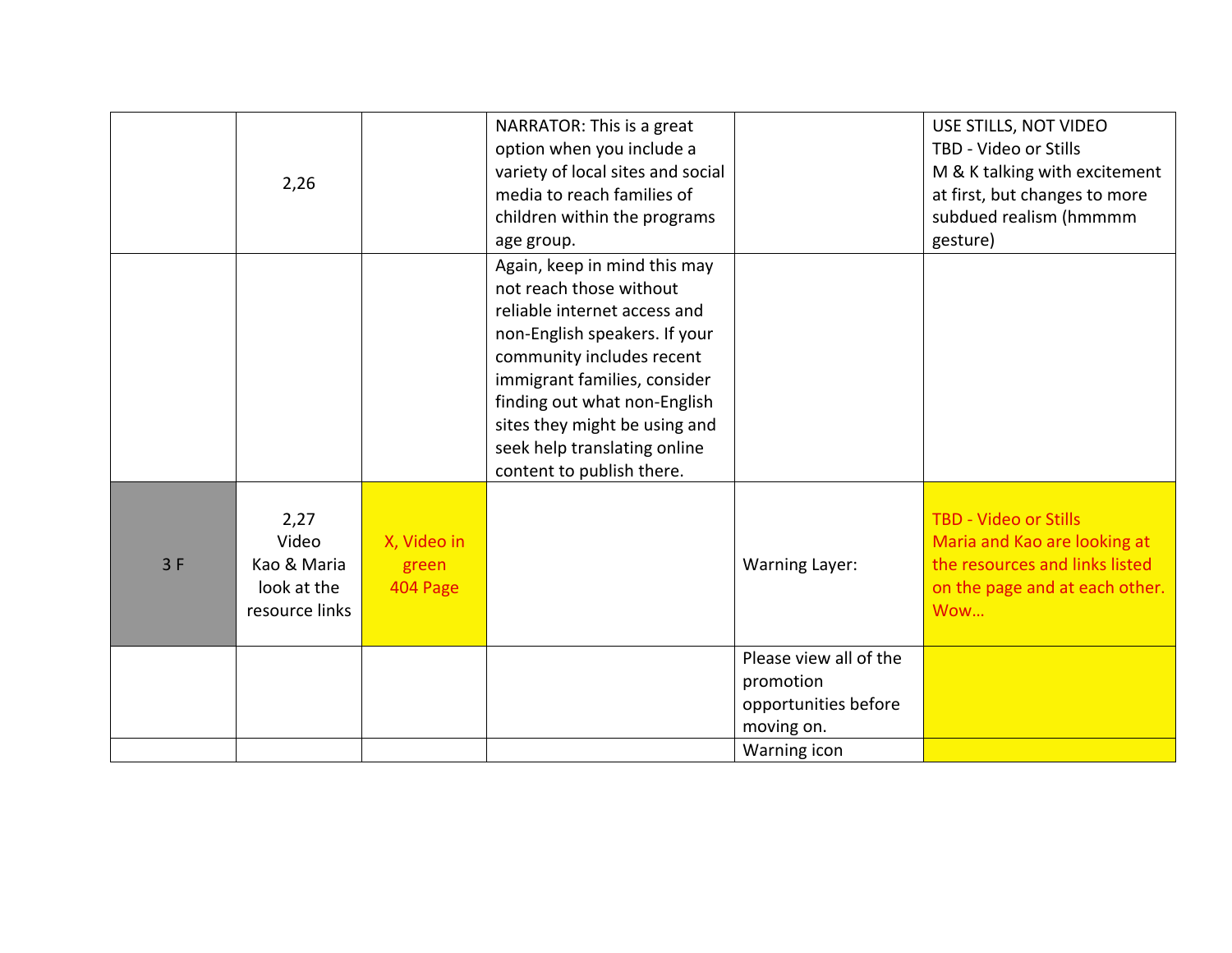| | | | | | |
|---|---|---|---|---|---|
| | 2,26 | | NARRATOR: This is a great option when you include a variety of local sites and social media to reach families of children within the programs age group. | | USE STILLS, NOT VIDEO<br>TBD - Video or Stills<br>M & K talking with excitement at first, but changes to more subdued realism (hmmmm gesture) |
| | | | Again, keep in mind this may not reach those without reliable internet access and non-English speakers. If your community includes recent immigrant families, consider finding out what non-English sites they might be using and seek help translating online content to publish there. | | |
| 3 F | 2,27<br>Video<br>Kao & Maria look at the resource links | X, Video in green<br>404 Page | | Warning Layer: | TBD - Video or Stills<br>Maria and Kao are looking at the resources and links listed on the page and at each other. Wow… |
| | | | | Please view all of the promotion opportunities before moving on. | |
| | | | | Warning icon | |